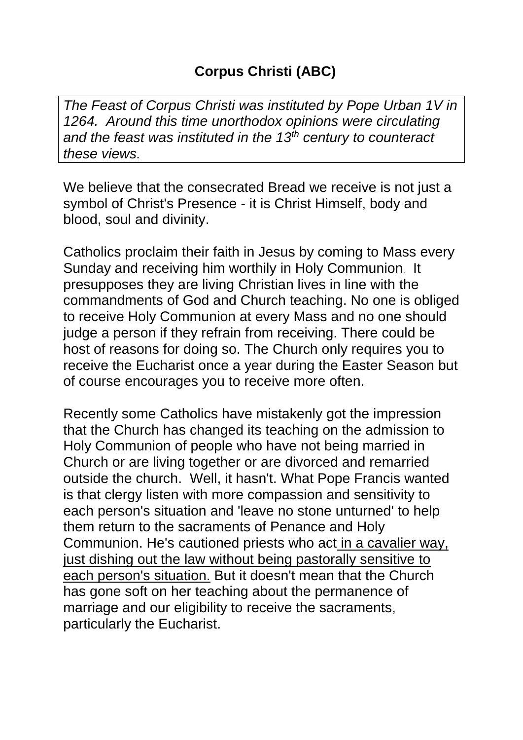# Corpus Christi (ABC)

*The Feast of Corpus Christi was instituted by Pope Urban 1V in 1264. Around this time unorthodox opinions were circulating and the feast was instituted in the 13th century to counteract these views.*

We believe that the consecrated Bread we receive is not just a symbol of Christ's Presence - it is Christ Himself, body and blood, soul and divinity.

Catholics proclaim their faith in Jesus by coming to Mass every Sunday and receiving him worthily in Holy Communion. It presupposes they are living Christian lives in line with the commandments of God and Church teaching. No one is obliged to receive Holy Communion at every Mass and no one should judge a person if they refrain from receiving. There could be host of reasons for doing so. The Church only requires you to receive the Eucharist once a year during the Easter Season but of course encourages you to receive more often.

Recently some Catholics have mistakenly got the impression that the Church has changed its teaching on the admission to Holy Communion of people who have not being married in Church or are living together or are divorced and remarried outside the church. Well, it hasn't. What Pope Francis wanted is that clergy listen with more compassion and sensitivity to each person's situation and 'leave no stone unturned' to help them return to the sacraments of Penance and Holy Communion. He's cautioned priests who act in a cavalier way, just dishing out the law without being pastorally sensitive to each person's situation. But it doesn't mean that the Church has gone soft on her teaching about the permanence of marriage and our eligibility to receive the sacraments, particularly the Eucharist.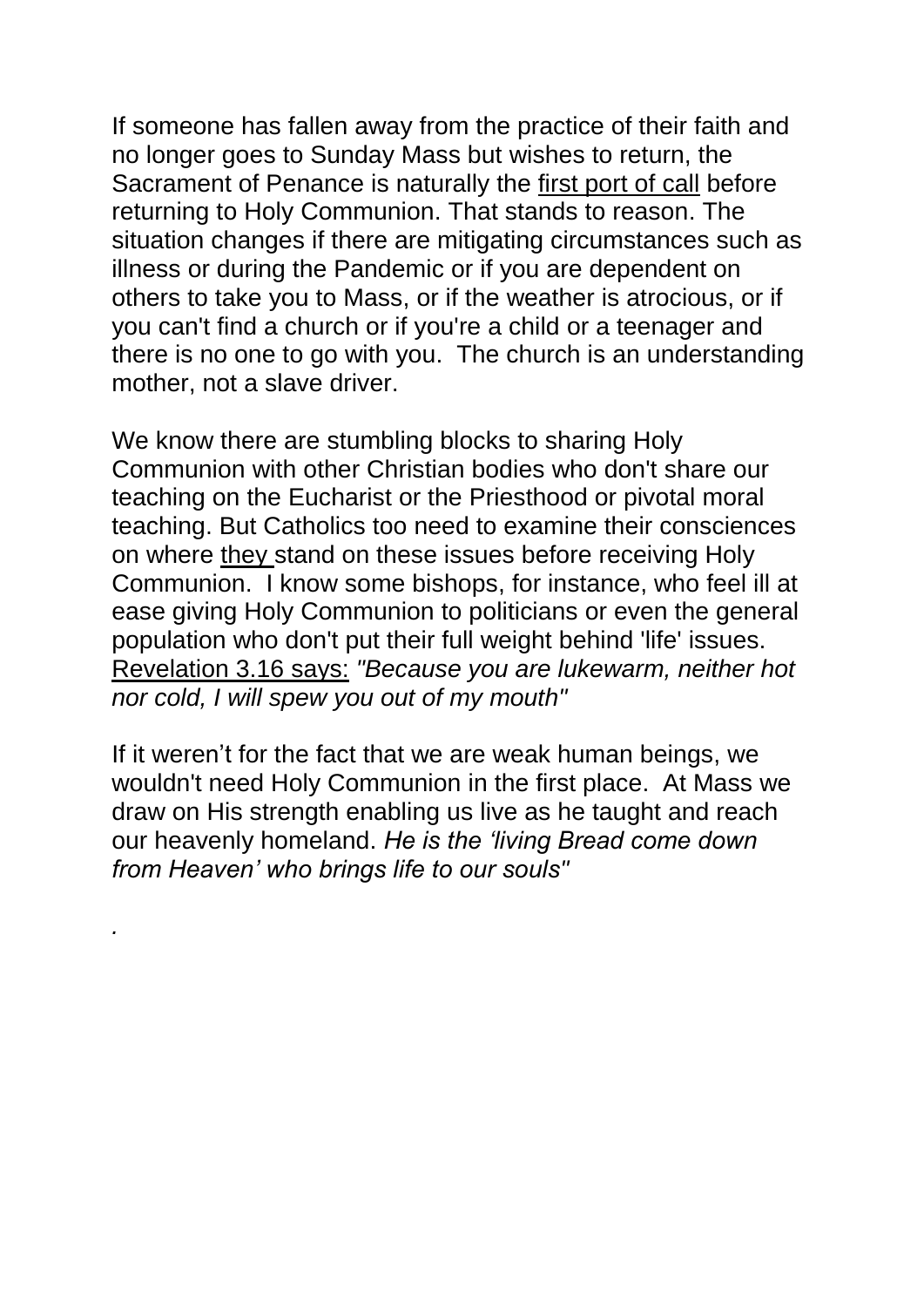If someone has fallen away from the practice of their faith and no longer goes to Sunday Mass but wishes to return, the Sacrament of Penance is naturally the first port of call before returning to Holy Communion. That stands to reason. The situation changes if there are mitigating circumstances such as illness or during the Pandemic or if you are dependent on others to take you to Mass, or if the weather is atrocious, or if you can't find a church or if you're a child or a teenager and there is no one to go with you. The church is an understanding mother, not a slave driver.

We know there are stumbling blocks to sharing Holy Communion with other Christian bodies who don't share our teaching on the Eucharist or the Priesthood or pivotal moral teaching. But Catholics too need to examine their consciences on where they stand on these issues before receiving Holy Communion. I know some bishops, for instance, who feel ill at ease giving Holy Communion to politicians or even the general population who don't put their full weight behind 'life' issues. Revelation 3.16 says: *"Because you are lukewarm, neither hot nor cold, I will spew you out of my mouth"*

If it weren't for the fact that we are weak human beings, we wouldn't need Holy Communion in the first place. At Mass we draw on His strength enabling us live as he taught and reach our heavenly homeland. *He is the 'living Bread come down from Heaven' who brings life to our souls"*

.